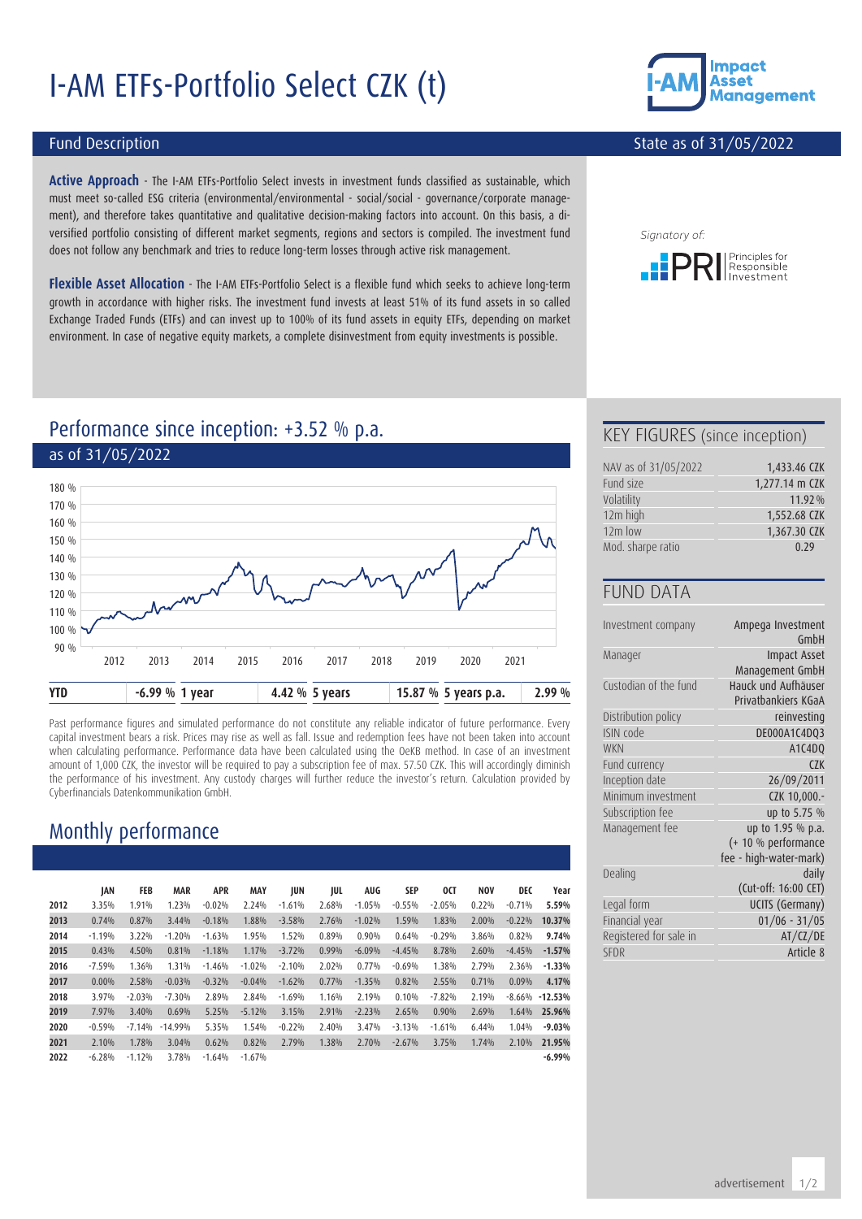# I-AM ETFs-Portfolio Select CZK (t)

## Fund Description

State as of 31/05/2022

**Active Approach** - The I-AM ETFs-Portfolio Select invests in investment funds classified as sustainable, which must meet so-called ESG criteria (environmental/environmental - social/social - governance/corporate management), and therefore takes quantitative and qualitative decision-making factors into account. On this basis, a diversified portfolio consisting of different market segments, regions and sectors is compiled. The investment fund does not follow any benchmark and tries to reduce long-term losses through active risk management.

**Flexible Asset Allocation** - The I-AM ETFs-Portfolio Select is a flexible fund which seeks to achieve long-term growth in accordance with higher risks. The investment fund invests at least 51% of its fund assets in so called Exchange Traded Funds (ETFs) and can invest up to 100% of its fund assets in equity ETFs, depending on market environment. In case of negative equity markets, a complete disinvestment from equity investments is possible.

Signatory of: PRI Principles for Responsible Investment

## Performance since inception: +3.52 % p.a.

as of 31/05/2022

| YTD | -6.99 % | 1 year | 4.42 % | 5 years | 15.87 % | 5 years p.a. | 2.99 % |
|---|---|---|---|---|---|---|---|

Past performance figures and simulated performance do not constitute any reliable indicator of future performance. Every capital investment bears a risk. Prices may rise as well as fall. Issue and redemption fees have not been taken into account when calculating performance. Performance data have been calculated using the OeKB method. In case of an investment amount of 1,000 CZK, the investor will be required to pay a subscription fee of max. 57.50 CZK. This will accordingly diminish the performance of his investment. Any custody charges will further reduce the investor's return. Calculation provided by Cyberfinancials Datenkommunikation GmbH.

## Monthly performance

| | JAN | FEB | MAR | APR | MAY | JUN | JUL | AUG | SEP | OCT | NOV | DEC | Year |
|---|---|---|---|---|---|---|---|---|---|---|---|---|---|
| **2012** | 3.35% | 1.91% | 1.23% | -0.02% | 2.24% | -1.61% | 2.68% | -1.05% | -0.55% | -2.05% | 0.22% | -0.71% | **5.59%** |
| **2013** | 0.74% | 0.87% | 3.44% | -0.18% | 1.88% | -3.58% | 2.76% | -1.02% | 1.59% | 1.83% | 2.00% | -0.22% | **10.37%** |
| **2014** | -1.19% | 3.22% | -1.20% | -1.63% | 1.95% | 1.52% | 0.89% | 0.90% | 0.64% | -0.29% | 3.86% | 0.82% | **9.74%** |
| **2015** | 0.43% | 4.50% | 0.81% | -1.18% | 1.17% | -3.72% | 0.99% | -6.09% | -4.45% | 8.78% | 2.60% | -4.45% | **-1.57%** |
| **2016** | -7.59% | 1.36% | 1.31% | -1.46% | -1.02% | -2.10% | 2.02% | 0.77% | -0.69% | 1.38% | 2.79% | 2.36% | **-1.33%** |
| **2017** | 0.00% | 2.58% | -0.03% | -0.32% | -0.04% | -1.62% | 0.77% | -1.35% | 0.82% | 2.55% | 0.71% | 0.09% | **4.17%** |
| **2018** | 3.97% | -2.03% | -7.30% | 2.89% | 2.84% | -1.69% | 1.16% | 2.19% | 0.10% | -7.82% | 2.19% | -8.66% | **-12.53%** |
| **2019** | 7.97% | 3.40% | 0.69% | 5.25% | -5.12% | 3.15% | 2.91% | -2.23% | 2.65% | 0.90% | 2.69% | 1.64% | **25.96%** |
| **2020** | -0.59% | -7.14% | -14.99% | 5.35% | 1.54% | -0.22% | 2.40% | 3.47% | -3.13% | -1.61% | 6.44% | 1.04% | **-9.03%** |
| **2021** | 2.10% | 1.78% | 3.04% | 0.62% | 0.82% | 2.79% | 1.38% | 2.70% | -2.67% | 3.75% | 1.74% | 2.10% | **21.95%** |
| **2022** | -6.28% | -1.12% | 3.78% | -1.64% | -1.67% | | | | | | | | **-6.99%** |

## KEY FIGURES (since inception)

| | |
|---|---|
| NAV as of 31/05/2022 | 1,433.46 CZK |
| Fund size | 1,277.14 m CZK |
| Volatility | 11.92 % |
| 12m high | 1,552.68 CZK |
| 12m low | 1,367.30 CZK |
| Mod. sharpe ratio | 0.29 |

## FUND DATA

| | |
|---|---|
| Investment company | Ampega Investment GmbH |
| Manager | Impact Asset Management GmbH |
| Custodian of the fund | Hauck und Aufhäuser Privatbankiers KGaA |
| Distribution policy | reinvesting |
| ISIN code | DE000A1C4DQ3 |
| WKN | A1C4DQ |
| Fund currency | CZK |
| Inception date | 26/09/2011 |
| Minimum investment | CZK 10,000.- |
| Subscription fee | up to 5.75 % |
| Management fee | up to 1.95 % p.a. (+ 10 % performance fee - high-water-mark) |
| Dealing | daily (Cut-off: 16:00 CET) |
| Legal form | UCITS (Germany) |
| Financial year | 01/06 - 31/05 |
| Registered for sale in | AT/CZ/DE |
| SFDR | Article 8 |

advertisement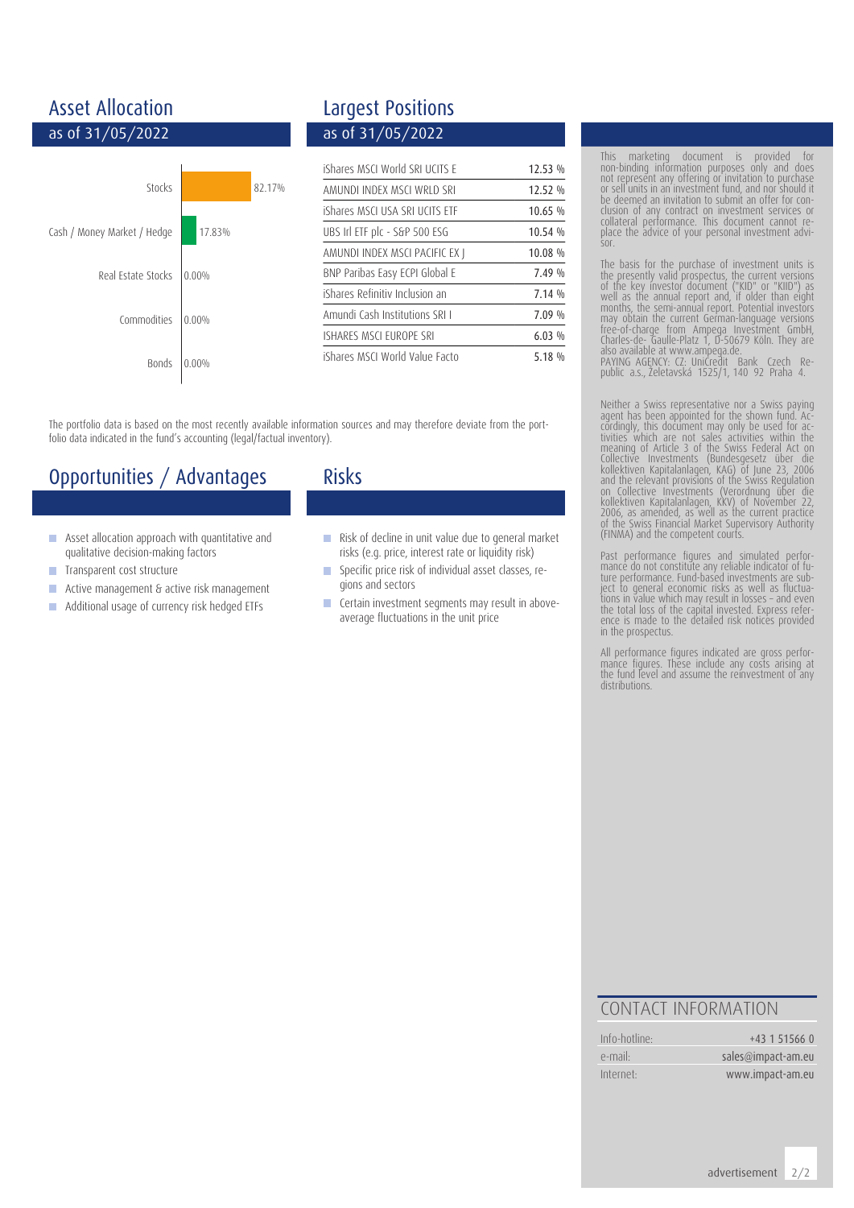## Asset Allocation

as of 31/05/2022

Stocks 82.17%

Cash / Money Market / Hedge 17.83%

Real Estate Stocks 0.00%

Commodities 0.00%

Bonds 0.00%

## Largest Positions

as of 31/05/2022

| | |
|---|---|
| iShares MSCI World SRI UCITS E | 12.53 % |
| AMUNDI INDEX MSCI WRLD SRI | 12.52 % |
| iShares MSCI USA SRI UCITS ETF | 10.65 % |
| UBS Irl ETF plc - S&P 500 ESG | 10.54 % |
| AMUNDI INDEX MSCI PACIFIC EX J | 10.08 % |
| BNP Paribas Easy ECPI Global E | 7.49 % |
| iShares Refinitiv Inclusion an | 7.14 % |
| Amundi Cash Institutions SRI I | 7.09 % |
| ISHARES MSCI EUROPE SRI | 6.03 % |
| iShares MSCI World Value Facto | 5.18 % |

The portfolio data is based on the most recently available information sources and may therefore deviate from the portfolio data indicated in the fund's accounting (legal/factual inventory).

## Opportunities / Advantages

- Asset allocation approach with quantitative and qualitative decision-making factors
- Transparent cost structure
- Active management & active risk management
- Additional usage of currency risk hedged ETFs

## Risks

- Risk of decline in unit value due to general market risks (e.g. price, interest rate or liquidity risk)
- Specific price risk of individual asset classes, regions and sectors
- Certain investment segments may result in above-average fluctuations in the unit price

This marketing document is provided for non-binding information purposes only and does not represent any offering or invitation to purchase or sell units in an investment fund, and nor should it be deemed an invitation to submit an offer for conclusion of any contract on investment services or collateral performance. This document cannot replace the advice of your personal investment advisor.

The basis for the purchase of investment units is the presently valid prospectus, the current versions of the key investor document ("KID" or "KIID") as well as the annual report and, if older than eight months, the semi-annual report. Potential investors may obtain the current German-language versions free-of-charge from Ampega Investment GmbH, Charles-de- Gaulle-Platz 1, D-50679 Köln. They are also available at www.ampega.de.
PAYING AGENCY: CZ: UniCredit Bank Czech Republic a.s., Želetavská 1525/1, 140 92 Praha 4.

Neither a Swiss representative nor a Swiss paying agent has been appointed for the shown fund. Accordingly, this document may only be used for activities which are not sales activities within the meaning of Article 3 of the Swiss Federal Act on Collective Investments (Bundesgesetz über die kollektiven Kapitalanlagen, KAG) of June 23, 2006 and the relevant provisions of the Swiss Regulation on Collective Investments (Verordnung über die kollektiven Kapitalanlagen, KKV) of November 22, 2006, as amended, as well as the current practice of the Swiss Financial Market Supervisory Authority (FINMA) and the competent courts.

Past performance figures and simulated performance do not constitute any reliable indicator of future performance. Fund-based investments are subject to general economic risks as well as fluctuations in value which may result in losses – and even the total loss of the capital invested. Express reference is made to the detailed risk notices provided in the prospectus.

All performance figures indicated are gross performance figures. These include any costs arising at the fund level and assume the reinvestment of any distributions.

## CONTACT INFORMATION

| | |
|---|---|
| Info-hotline: | +43 1 51566 0 |
| e-mail: | sales@impact-am.eu |
| Internet: | www.impact-am.eu |

advertisement